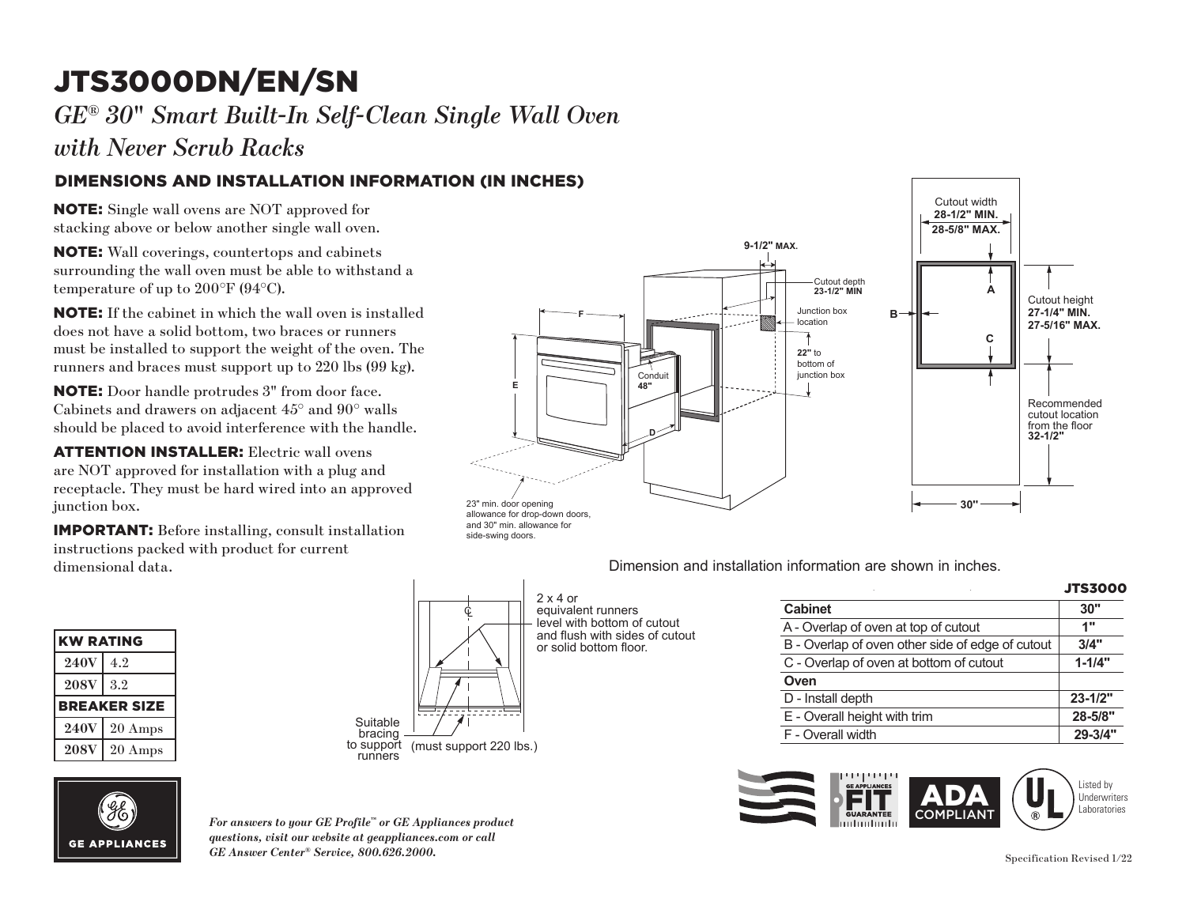# JTS3000DN/EN/SN

## *GE® 30" Smart Built-In Self-Clean Single Wall Oven with Never Scrub Racks*

### DIMENSIONS AND INSTALLATION INFORMATION (IN INCHES)

**NOTE:** Single wall ovens are NOT approved for stacking above or below another single wall oven.

**NOTE:** Wall coverings, countertops and cabinets surrounding the wall oven must be able to withstand a temperature of up to 200°F (94°C).

**NOTE:** If the cabinet in which the wall oven is installed does not have a solid bottom, two braces or runners must be installed to support the weight of the oven. The runners and braces must support up to 220 lbs (99 kg).

**NOTE:** Door handle protrudes 3" from door face. Cabinets and drawers on adjacent 45° and 90° walls should be placed to avoid interference with the handle.

**ATTENTION INSTALLER:** Electric wall ovens are NOT approved for installation with a plug and receptacle. They must be hard wired into an approved junction box.

**IMPORTANT:** Before installing, consult installation instructions packed with product for current dimensional data.

9-1/2" MAX.

Cutout depth **23-1/2" MIN**

Junction box location

**22"** to bottom of junction box

Conduit **48"**

F

E

D

23" min. door opening allowance for drop-down doors, and 30" min. allowance for side-swing doors.

Cutout width **28-1/2" MIN.** **28-5/8" MAX.**

A

B

C

Cutout height **27-1/4" MIN.** **27-5/16" MAX.**

Recommended cutout location from the floor **32-1/2"**

30"

Dimension and installation information are shown in inches.

| KW RATING | |
|---|---|
| **240V** | 4.2 |
| **208V** | 3.2 |
| **BREAKER SIZE** | |
| **240V** | 20 Amps |
| **208V** | 20 Amps |

2 x 4 or equivalent runners level with bottom of cutout and flush with sides of cutout or solid bottom floor.

Suitable bracing to support runners (must support 220 lbs.)

| | JTS3000 |
|---|---|
| **Cabinet** | **30"** |
| A - Overlap of oven at top of cutout | **1"** |
| B - Overlap of oven other side of edge of cutout | **3/4"** |
| C - Overlap of oven at bottom of cutout | **1-1/4"** |
| **Oven** | |
| D - Install depth | **23-1/2"** |
| E - Overall height with trim | **28-5/8"** |
| F - Overall width | **29-3/4"** |

GE APPLIANCES FIT GUARANTEE

ADA COMPLIANT

Listed by Underwriters Laboratories

GE APPLIANCES

***For answers to your GE Profile™ or GE Appliances product questions, visit our website at geappliances.com or call GE Answer Center® Service, 800.626.2000.***

Specification Revised 1/22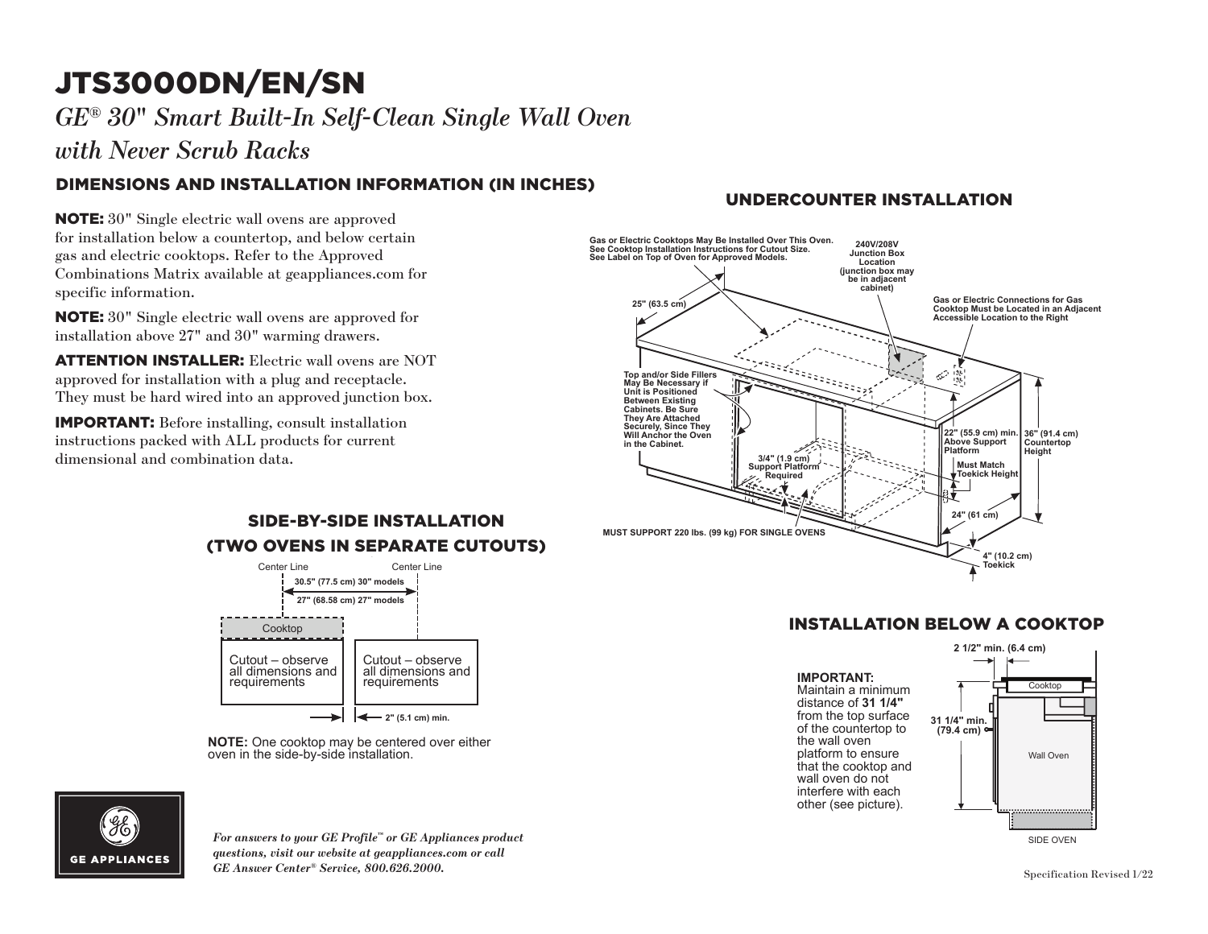# JTS3000DN/EN/SN

*GE® 30" Smart Built-In Self-Clean Single Wall Oven with Never Scrub Racks*

## DIMENSIONS AND INSTALLATION INFORMATION (IN INCHES)

**NOTE:** 30" Single electric wall ovens are approved for installation below a countertop, and below certain gas and electric cooktops. Refer to the Approved Combinations Matrix available at geappliances.com for specific information.

**NOTE:** 30" Single electric wall ovens are approved for installation above 27" and 30" warming drawers.

**ATTENTION INSTALLER:** Electric wall ovens are NOT approved for installation with a plug and receptacle. They must be hard wired into an approved junction box.

**IMPORTANT:** Before installing, consult installation instructions packed with ALL products for current dimensional and combination data.

## UNDERCOUNTER INSTALLATION

Gas or Electric Cooktops May Be Installed Over This Oven. See Cooktop Installation Instructions for Cutout Size. See Label on Top of Oven for Approved Models.

240V/208V Junction Box Location (junction box may be in adjacent cabinet)

Gas or Electric Connections for Gas Cooktop Must be Located in an Adjacent Accessible Location to the Right

25" (63.5 cm)

Top and/or Side Fillers May Be Necessary if Unit is Positioned Between Existing Cabinets. Be Sure They Are Attached Securely, Since They Will Anchor the Oven in the Cabinet.

3/4" (1.9 cm) Support Platform Required

22" (55.9 cm) min. Above Support Platform

36" (91.4 cm) Countertop Height

Must Match Toekick Height

24" (61 cm)

4" (10.2 cm) Toekick

MUST SUPPORT 220 lbs. (99 kg) FOR SINGLE OVENS

## SIDE-BY-SIDE INSTALLATION (TWO OVENS IN SEPARATE CUTOUTS)

Center Line — Center Line

30.5" (77.5 cm) 30" models

27" (68.58 cm) 27" models

Cooktop

Cutout – observe all dimensions and requirements

Cutout – observe all dimensions and requirements

2" (5.1 cm) min.

**NOTE:** One cooktop may be centered over either oven in the side-by-side installation.

## INSTALLATION BELOW A COOKTOP

**IMPORTANT:**
Maintain a minimum distance of **31 1/4"** from the top surface of the countertop to the wall oven platform to ensure that the cooktop and wall oven do not interfere with each other (see picture).

2 1/2" min. (6.4 cm)

Cooktop

31 1/4" min. (79.4 cm)

Wall Oven

SIDE OVEN

GE APPLIANCES

*For answers to your GE Profile™ or GE Appliances product questions, visit our website at geappliances.com or call GE Answer Center® Service, 800.626.2000.*

Specification Revised 1/22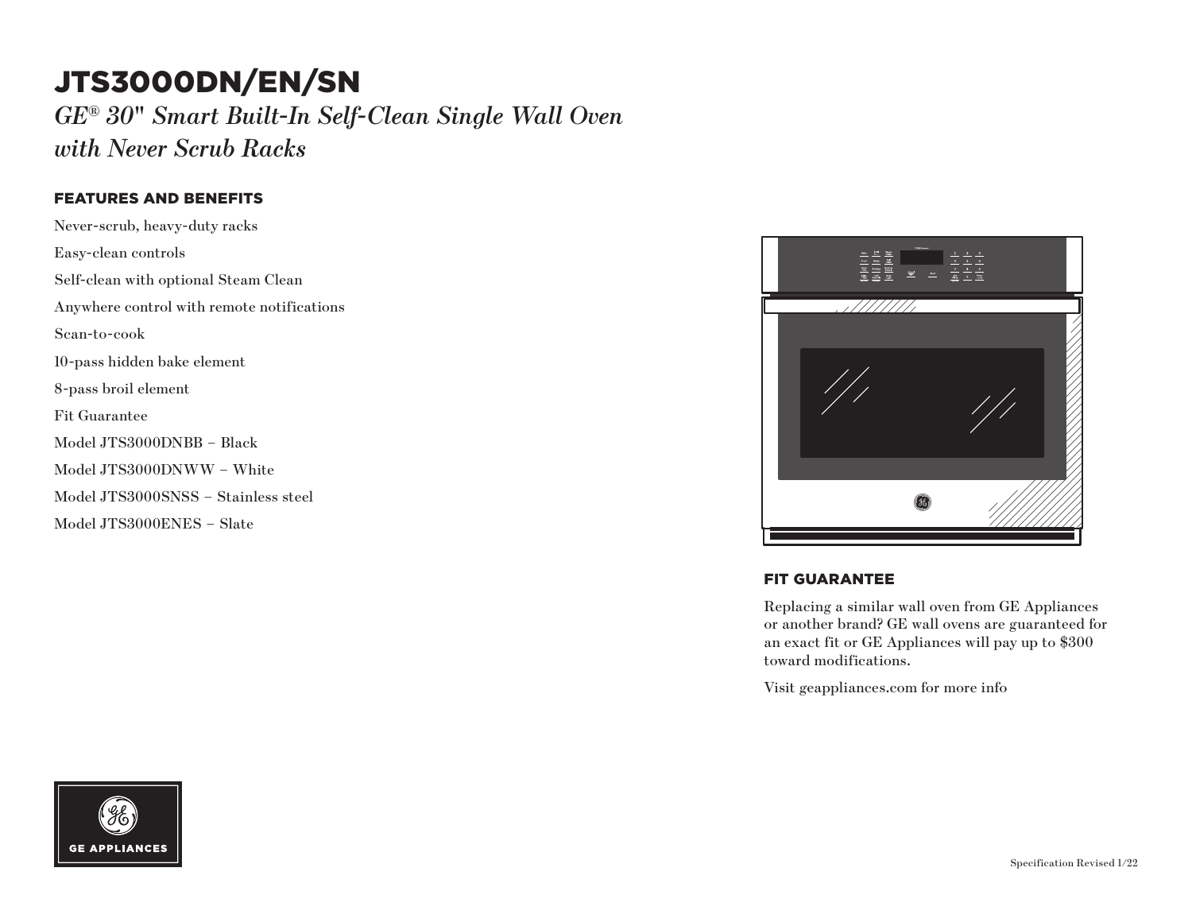# JTS3000DN/EN/SN

*GE® 30" Smart Built-In Self-Clean Single Wall Oven with Never Scrub Racks*

## FEATURES AND BENEFITS

Never-scrub, heavy-duty racks

Easy-clean controls

Self-clean with optional Steam Clean

Anywhere control with remote notifications

Scan-to-cook

10-pass hidden bake element

8-pass broil element

Fit Guarantee

Model JTS3000DNBB – Black

Model JTS3000DNWW – White

Model JTS3000SNSS – Stainless steel

Model JTS3000ENES – Slate

## FIT GUARANTEE

Replacing a similar wall oven from GE Appliances or another brand? GE wall ovens are guaranteed for an exact fit or GE Appliances will pay up to $300 toward modifications.

Visit geappliances.com for more info

GE APPLIANCES

Specification Revised 1/22